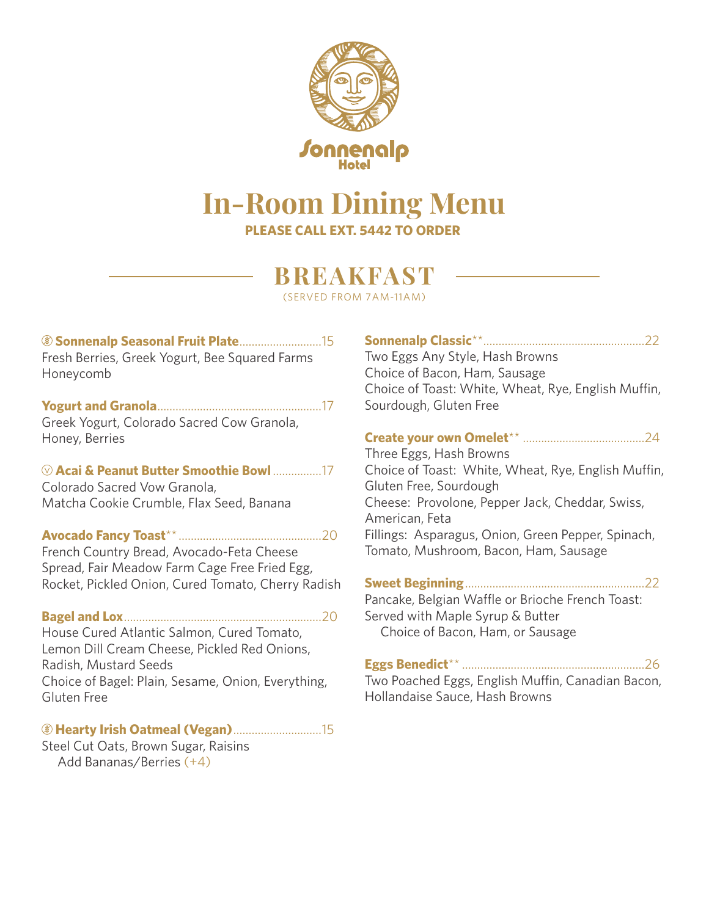Sonnenalp
Hotel

# In-Room Dining Menu

**PLEASE CALL EXT. 5442 TO ORDER**

## BREAKFAST

(SERVED FROM 7AM-11AM)

**Sonnenalp Seasonal Fruit Plate**..........................15
Fresh Berries, Greek Yogurt, Bee Squared Farms Honeycomb

**Yogurt and Granola**..........................................17
Greek Yogurt, Colorado Sacred Cow Granola, Honey, Berries

Ⓥ **Acai & Peanut Butter Smoothie Bowl**................17
Colorado Sacred Vow Granola,
Matcha Cookie Crumble, Flax Seed, Banana

**Avocado Fancy Toast**\*\*..........................................20
French Country Bread, Avocado-Feta Cheese Spread, Fair Meadow Farm Cage Free Fried Egg, Rocket, Pickled Onion, Cured Tomato, Cherry Radish

**Bagel and Lox**..........................................................20
House Cured Atlantic Salmon, Cured Tomato, Lemon Dill Cream Cheese, Pickled Red Onions, Radish, Mustard Seeds
Choice of Bagel: Plain, Sesame, Onion, Everything, Gluten Free

**Hearty Irish Oatmeal (Vegan)**............................15
Steel Cut Oats, Brown Sugar, Raisins
Add Bananas/Berries (+4)

**Sonnenalp Classic**\*\*..................................................22
Two Eggs Any Style, Hash Browns
Choice of Bacon, Ham, Sausage
Choice of Toast: White, Wheat, Rye, English Muffin, Sourdough, Gluten Free

**Create your own Omelet**\*\* ........................................24
Three Eggs, Hash Browns
Choice of Toast: White, Wheat, Rye, English Muffin, Gluten Free, Sourdough
Cheese: Provolone, Pepper Jack, Cheddar, Swiss, American, Feta
Fillings: Asparagus, Onion, Green Pepper, Spinach, Tomato, Mushroom, Bacon, Ham, Sausage

**Sweet Beginning**........................................................22
Pancake, Belgian Waffle or Brioche French Toast: Served with Maple Syrup & Butter
Choice of Bacon, Ham, or Sausage

**Eggs Benedict**\*\* ..........................................................26
Two Poached Eggs, English Muffin, Canadian Bacon, Hollandaise Sauce, Hash Browns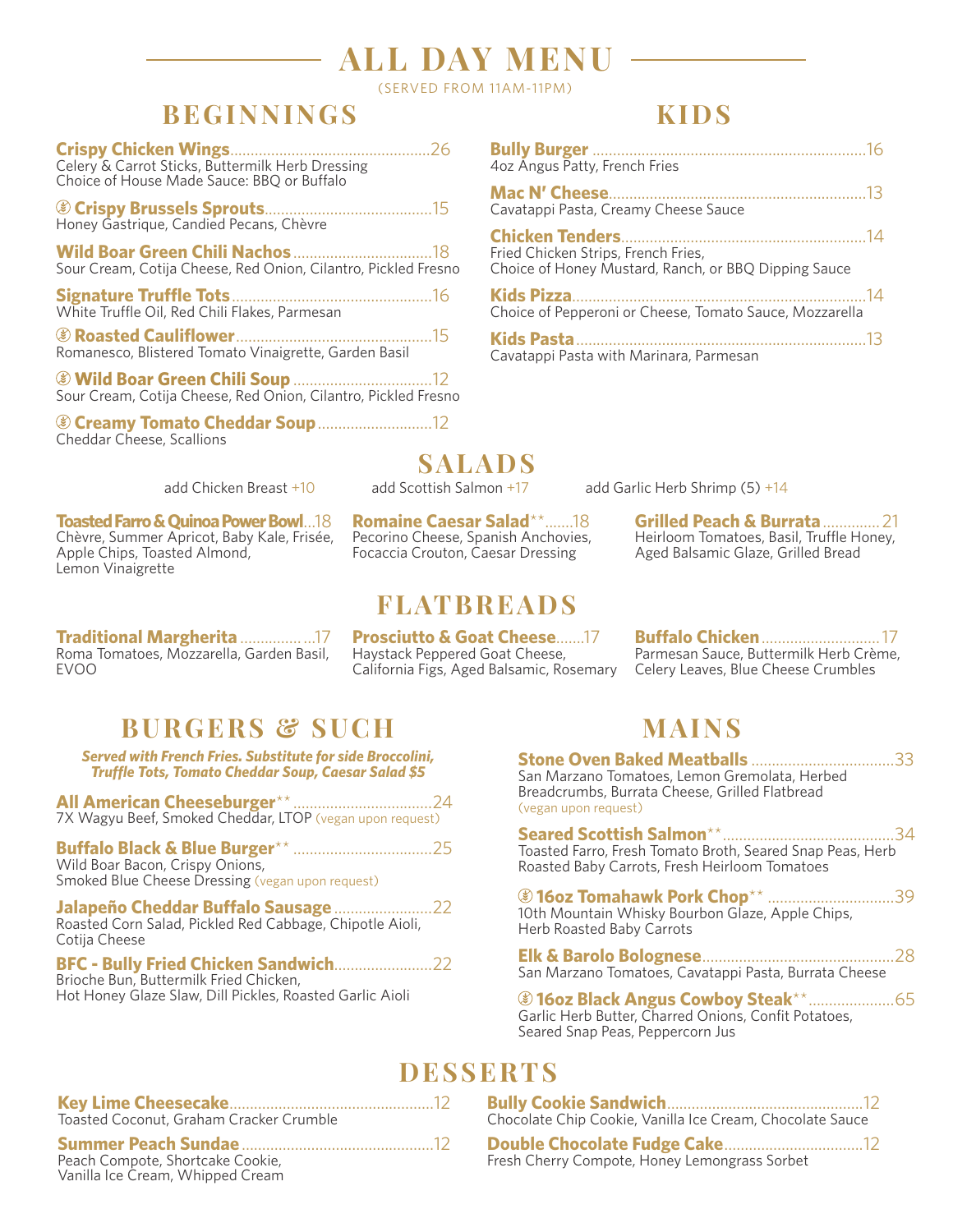# ALL DAY MENU

(SERVED FROM 11AM-11PM)

## BEGINNINGS

**Crispy Chicken Wings** ... 26
Celery & Carrot Sticks, Buttermilk Herb Dressing
Choice of House Made Sauce: BBQ or Buffalo

Ⓥ **Crispy Brussels Sprouts** ... 15
Honey Gastrique, Candied Pecans, Chèvre

**Wild Boar Green Chili Nachos** ... 18
Sour Cream, Cotija Cheese, Red Onion, Cilantro, Pickled Fresno

**Signature Truffle Tots** ... 16
White Truffle Oil, Red Chili Flakes, Parmesan

Ⓥ **Roasted Cauliflower** ... 15
Romanesco, Blistered Tomato Vinaigrette, Garden Basil

Ⓥ **Wild Boar Green Chili Soup** ... 12
Sour Cream, Cotija Cheese, Red Onion, Cilantro, Pickled Fresno

Ⓥ **Creamy Tomato Cheddar Soup** ... 12
Cheddar Cheese, Scallions

## KIDS

**Bully Burger** ... 16
4oz Angus Patty, French Fries

**Mac N' Cheese** ... 13
Cavatappi Pasta, Creamy Cheese Sauce

**Chicken Tenders** ... 14
Fried Chicken Strips, French Fries,
Choice of Honey Mustard, Ranch, or BBQ Dipping Sauce

**Kids Pizza** ... 14
Choice of Pepperoni or Cheese, Tomato Sauce, Mozzarella

**Kids Pasta** ... 13
Cavatappi Pasta with Marinara, Parmesan

## SALADS

add Chicken Breast +10 | add Scottish Salmon +17 | add Garlic Herb Shrimp (5) +14

**Toasted Farro & Quinoa Power Bowl** ... 18
Chèvre, Summer Apricot, Baby Kale, Frisée, Apple Chips, Toasted Almond, Lemon Vinaigrette

**Romaine Caesar Salad**** ... 18
Pecorino Cheese, Spanish Anchovies, Focaccia Crouton, Caesar Dressing

**Grilled Peach & Burrata** ... 21
Heirloom Tomatoes, Basil, Truffle Honey, Aged Balsamic Glaze, Grilled Bread

## FLATBREADS

**Traditional Margherita** ... 17
Roma Tomatoes, Mozzarella, Garden Basil, EVOO

**Prosciutto & Goat Cheese** ... 17
Haystack Peppered Goat Cheese, California Figs, Aged Balsamic, Rosemary

**Buffalo Chicken** ... 17
Parmesan Sauce, Buttermilk Herb Crème, Celery Leaves, Blue Cheese Crumbles

## BURGERS & SUCH

***Served with French Fries. Substitute for side Broccolini, Truffle Tots, Tomato Cheddar Soup, Caesar Salad $5***

**All American Cheeseburger**** ... 24
7X Wagyu Beef, Smoked Cheddar, LTOP (vegan upon request)

**Buffalo Black & Blue Burger**** ... 25
Wild Boar Bacon, Crispy Onions,
Smoked Blue Cheese Dressing (vegan upon request)

**Jalapeño Cheddar Buffalo Sausage** ... 22
Roasted Corn Salad, Pickled Red Cabbage, Chipotle Aioli, Cotija Cheese

**BFC - Bully Fried Chicken Sandwich** ... 22
Brioche Bun, Buttermilk Fried Chicken,
Hot Honey Glaze Slaw, Dill Pickles, Roasted Garlic Aioli

## MAINS

**Stone Oven Baked Meatballs** ... 33
San Marzano Tomatoes, Lemon Gremolata, Herbed Breadcrumbs, Burrata Cheese, Grilled Flatbread
(vegan upon request)

**Seared Scottish Salmon**** ... 34
Toasted Farro, Fresh Tomato Broth, Seared Snap Peas, Herb Roasted Baby Carrots, Fresh Heirloom Tomatoes

Ⓥ **16oz Tomahawk Pork Chop**** ... 39
10th Mountain Whisky Bourbon Glaze, Apple Chips, Herb Roasted Baby Carrots

**Elk & Barolo Bolognese** ... 28
San Marzano Tomatoes, Cavatappi Pasta, Burrata Cheese

Ⓥ **16oz Black Angus Cowboy Steak**** ... 65
Garlic Herb Butter, Charred Onions, Confit Potatoes, Seared Snap Peas, Peppercorn Jus

## DESSERTS

**Key Lime Cheesecake** ... 12
Toasted Coconut, Graham Cracker Crumble

**Summer Peach Sundae** ... 12
Peach Compote, Shortcake Cookie,
Vanilla Ice Cream, Whipped Cream

**Bully Cookie Sandwich** ... 12
Chocolate Chip Cookie, Vanilla Ice Cream, Chocolate Sauce

**Double Chocolate Fudge Cake** ... 12
Fresh Cherry Compote, Honey Lemongrass Sorbet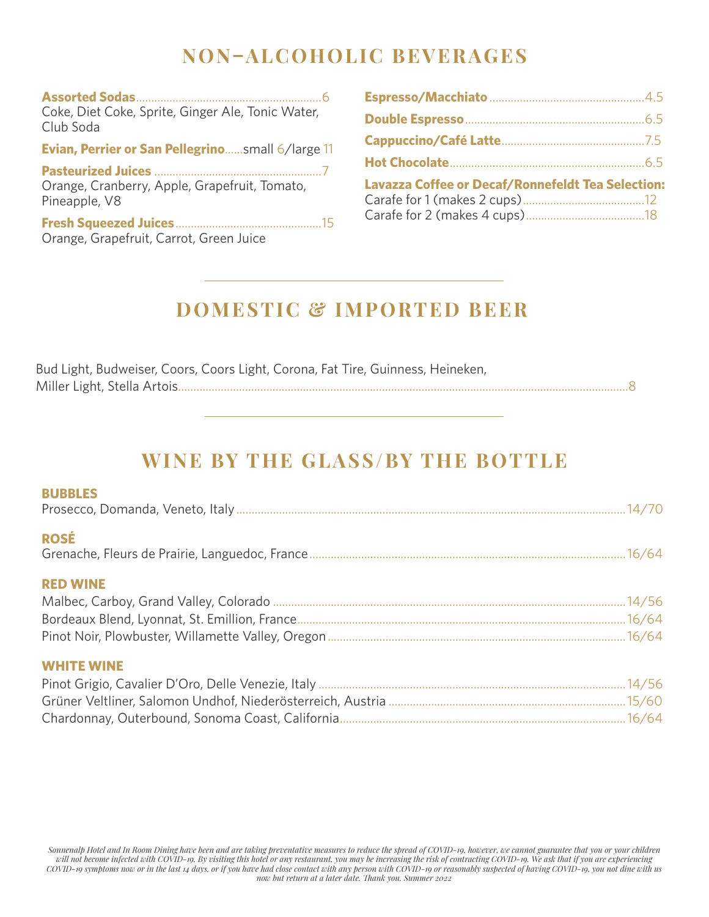# NON-ALCOHOLIC BEVERAGES

**Assorted Sodas** ... 6
Coke, Diet Coke, Sprite, Ginger Ale, Tonic Water, Club Soda

**Evian, Perrier or San Pellegrino** ... small 6/large 11

**Pasteurized Juices** ... 7
Orange, Cranberry, Apple, Grapefruit, Tomato, Pineapple, V8

**Fresh Squeezed Juices** ... 15
Orange, Grapefruit, Carrot, Green Juice

**Espresso/Macchiato** ... 4.5

**Double Espresso** ... 6.5

**Cappuccino/Café Latte** ... 7.5

**Hot Chocolate** ... 6.5

**Lavazza Coffee or Decaf/Ronnefeldt Tea Selection:**
Carafe for 1 (makes 2 cups) ... 12
Carafe for 2 (makes 4 cups) ... 18

# DOMESTIC & IMPORTED BEER

Bud Light, Budweiser, Coors, Coors Light, Corona, Fat Tire, Guinness, Heineken, Miller Light, Stella Artois ... 8

# WINE BY THE GLASS/BY THE BOTTLE

**BUBBLES**
Prosecco, Domanda, Veneto, Italy ... 14/70

**ROSÉ**
Grenache, Fleurs de Prairie, Languedoc, France ... 16/64

**RED WINE**
Malbec, Carboy, Grand Valley, Colorado ... 14/56
Bordeaux Blend, Lyonnat, St. Emillion, France ... 16/64
Pinot Noir, Plowbuster, Willamette Valley, Oregon ... 16/64

**WHITE WINE**
Pinot Grigio, Cavalier D'Oro, Delle Venezie, Italy ... 14/56
Grüner Veltliner, Salomon Undhof, Niederösterreich, Austria ... 15/60
Chardonnay, Outerbound, Sonoma Coast, California ... 16/64

*Sonnenalp Hotel and In Room Dining have been and are taking preventative measures to reduce the spread of COVID-19, however, we cannot guarantee that you or your children will not become infected with COVID-19. By visiting this hotel or any restaurant, you may be increasing the risk of contracting COVID-19. We ask that if you are experiencing COVID-19 symptoms now or in the last 14 days, or if you have had close contact with any person with COVID-19 or reasonably suspected of having COVID-19, you not dine with us now but return at a later date. Thank you. Summer 2022*